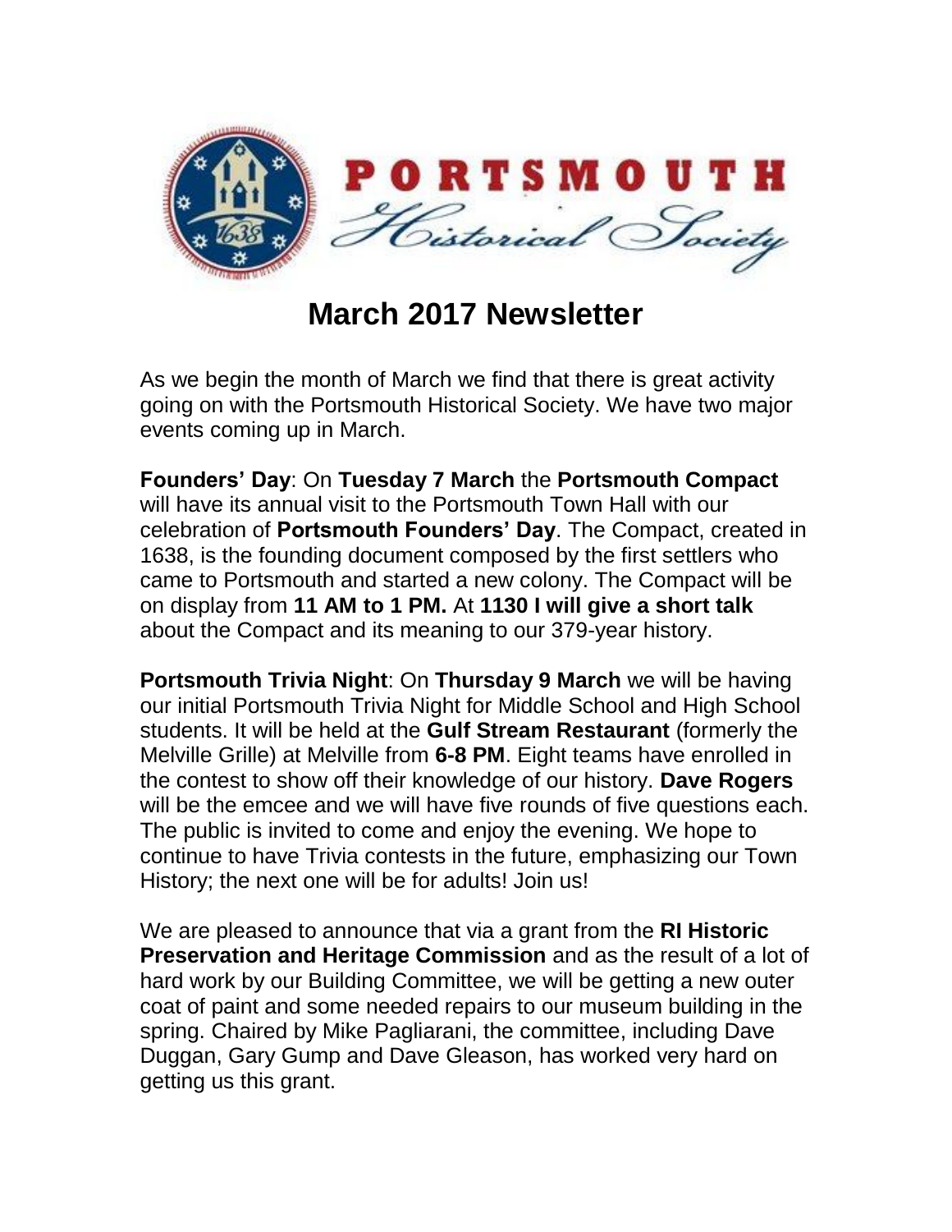PORTSMOUTH Historical Society

# March 2017 Newsletter

As we begin the month of March we find that there is great activity going on with the Portsmouth Historical Society. We have two major events coming up in March.

**Founders' Day**: On **Tuesday 7 March** the **Portsmouth Compact** will have its annual visit to the Portsmouth Town Hall with our celebration of **Portsmouth Founders' Day**. The Compact, created in 1638, is the founding document composed by the first settlers who came to Portsmouth and started a new colony. The Compact will be on display from **11 AM to 1 PM.** At **1130 I will give a short talk** about the Compact and its meaning to our 379-year history.

**Portsmouth Trivia Night**: On **Thursday 9 March** we will be having our initial Portsmouth Trivia Night for Middle School and High School students. It will be held at the **Gulf Stream Restaurant** (formerly the Melville Grille) at Melville from **6-8 PM**. Eight teams have enrolled in the contest to show off their knowledge of our history. **Dave Rogers** will be the emcee and we will have five rounds of five questions each. The public is invited to come and enjoy the evening. We hope to continue to have Trivia contests in the future, emphasizing our Town History; the next one will be for adults! Join us!

We are pleased to announce that via a grant from the **RI Historic Preservation and Heritage Commission** and as the result of a lot of hard work by our Building Committee, we will be getting a new outer coat of paint and some needed repairs to our museum building in the spring. Chaired by Mike Pagliarani, the committee, including Dave Duggan, Gary Gump and Dave Gleason, has worked very hard on getting us this grant.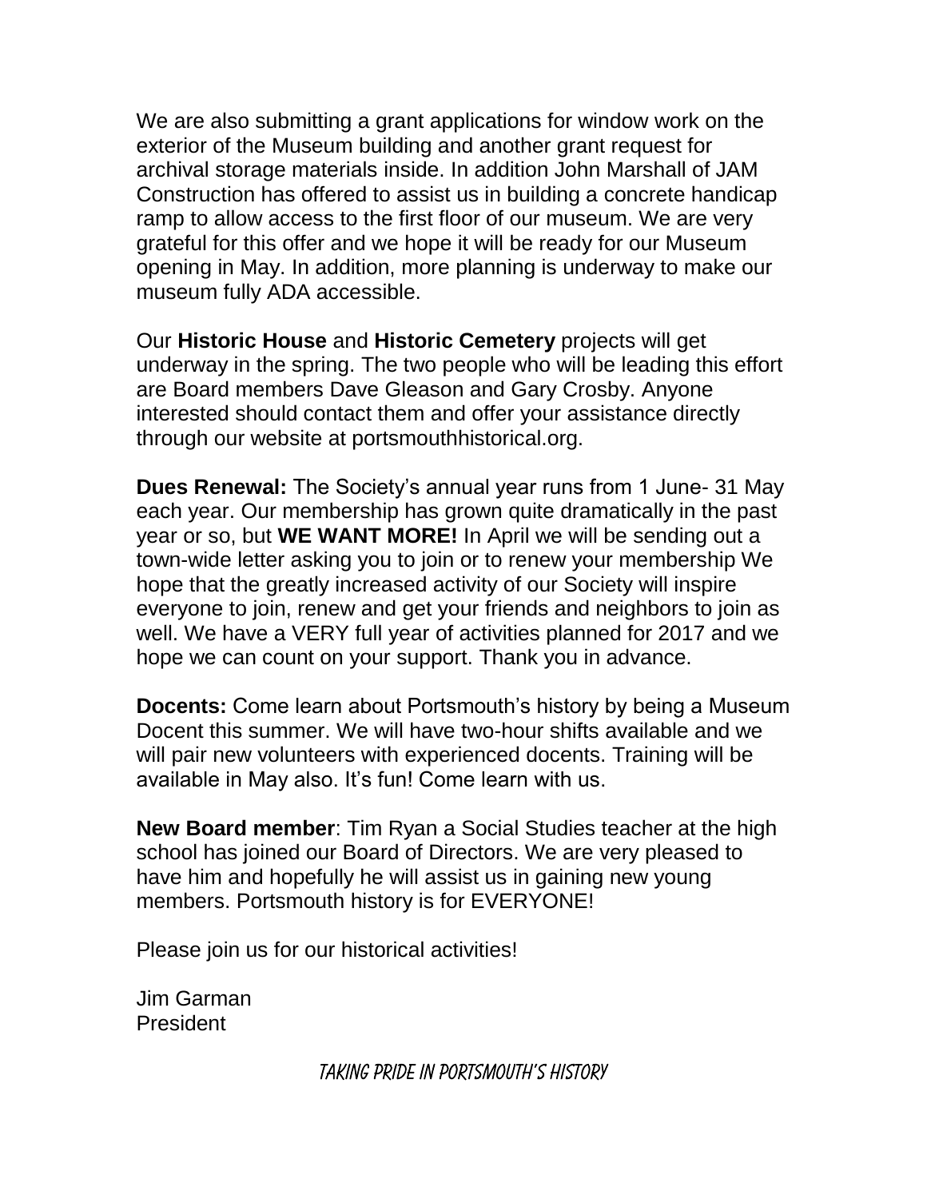We are also submitting a grant applications for window work on the exterior of the Museum building and another grant request for archival storage materials inside. In addition John Marshall of JAM Construction has offered to assist us in building a concrete handicap ramp to allow access to the first floor of our museum. We are very grateful for this offer and we hope it will be ready for our Museum opening in May. In addition, more planning is underway to make our museum fully ADA accessible.

Our **Historic House** and **Historic Cemetery** projects will get underway in the spring. The two people who will be leading this effort are Board members Dave Gleason and Gary Crosby. Anyone interested should contact them and offer your assistance directly through our website at portsmouthhistorical.org.

**Dues Renewal:** The Society's annual year runs from 1 June- 31 May each year. Our membership has grown quite dramatically in the past year or so, but **WE WANT MORE!** In April we will be sending out a town-wide letter asking you to join or to renew your membership We hope that the greatly increased activity of our Society will inspire everyone to join, renew and get your friends and neighbors to join as well. We have a VERY full year of activities planned for 2017 and we hope we can count on your support. Thank you in advance.

**Docents:** Come learn about Portsmouth's history by being a Museum Docent this summer. We will have two-hour shifts available and we will pair new volunteers with experienced docents. Training will be available in May also. It's fun! Come learn with us.

**New Board member**: Tim Ryan a Social Studies teacher at the high school has joined our Board of Directors. We are very pleased to have him and hopefully he will assist us in gaining new young members. Portsmouth history is for EVERYONE!

Please join us for our historical activities!

Jim Garman
President

TAKING PRIDE IN PORTSMOUTH'S HISTORY